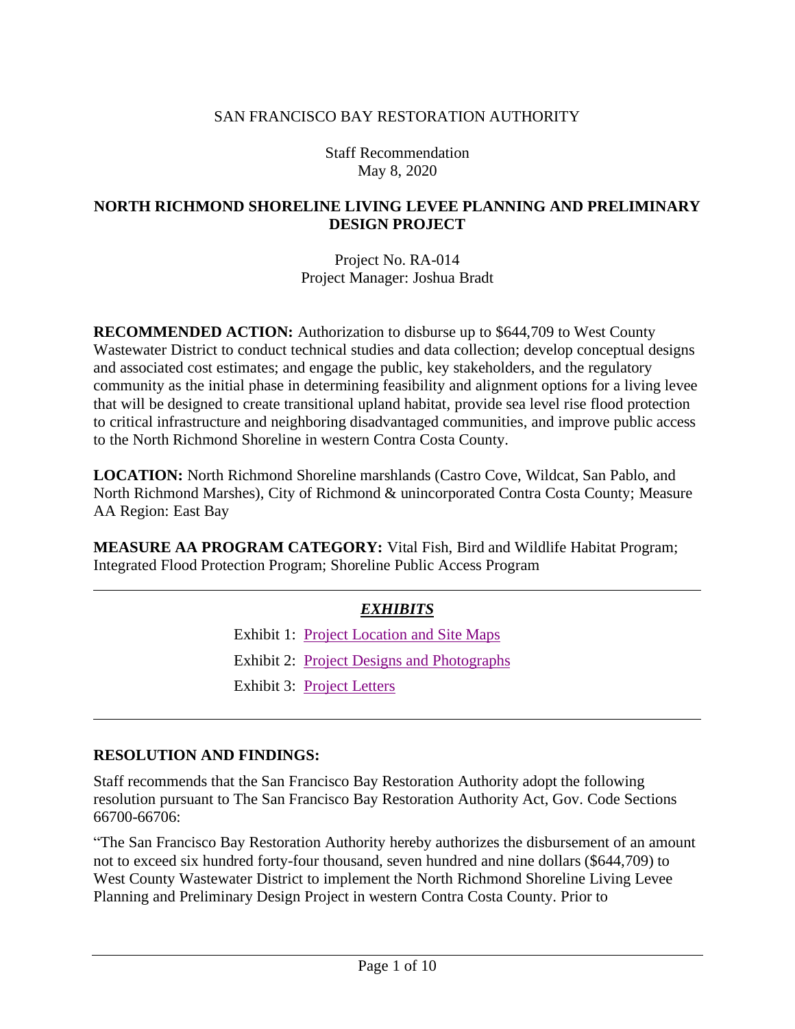SAN FRANCISCO BAY RESTORATION AUTHORITY

Staff Recommendation
May 8, 2020

# NORTH RICHMOND SHORELINE LIVING LEVEE PLANNING AND PRELIMINARY DESIGN PROJECT

Project No. RA-014
Project Manager: Joshua Bradt

**RECOMMENDED ACTION:** Authorization to disburse up to $644,709 to West County Wastewater District to conduct technical studies and data collection; develop conceptual designs and associated cost estimates; and engage the public, key stakeholders, and the regulatory community as the initial phase in determining feasibility and alignment options for a living levee that will be designed to create transitional upland habitat, provide sea level rise flood protection to critical infrastructure and neighboring disadvantaged communities, and improve public access to the North Richmond Shoreline in western Contra Costa County.

**LOCATION:** North Richmond Shoreline marshlands (Castro Cove, Wildcat, San Pablo, and North Richmond Marshes), City of Richmond & unincorporated Contra Costa County; Measure AA Region: East Bay

**MEASURE AA PROGRAM CATEGORY:** Vital Fish, Bird and Wildlife Habitat Program; Integrated Flood Protection Program; Shoreline Public Access Program

---

***EXHIBITS***

Exhibit 1: Project Location and Site Maps

Exhibit 2: Project Designs and Photographs

Exhibit 3: Project Letters

---

## RESOLUTION AND FINDINGS:

Staff recommends that the San Francisco Bay Restoration Authority adopt the following resolution pursuant to The San Francisco Bay Restoration Authority Act, Gov. Code Sections 66700-66706:

"The San Francisco Bay Restoration Authority hereby authorizes the disbursement of an amount not to exceed six hundred forty-four thousand, seven hundred and nine dollars ($644,709) to West County Wastewater District to implement the North Richmond Shoreline Living Levee Planning and Preliminary Design Project in western Contra Costa County. Prior to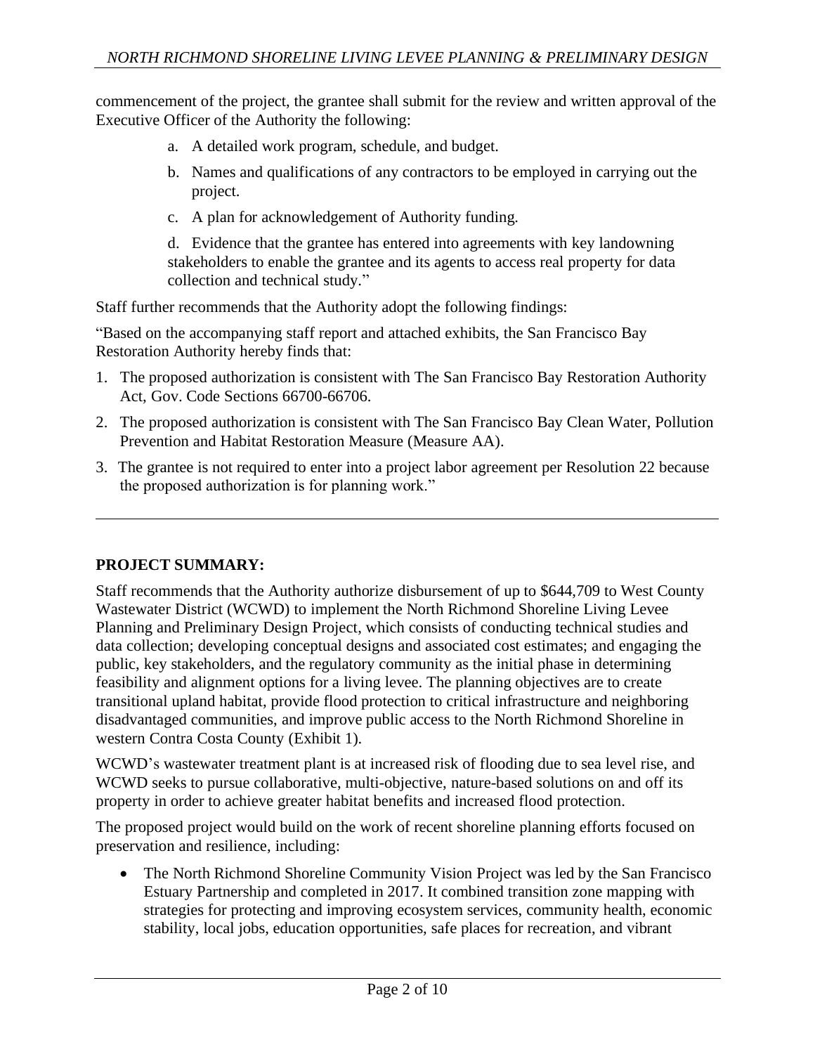commencement of the project, the grantee shall submit for the review and written approval of the Executive Officer of the Authority the following:

a. A detailed work program, schedule, and budget.

b. Names and qualifications of any contractors to be employed in carrying out the project.

c. A plan for acknowledgement of Authority funding.

d. Evidence that the grantee has entered into agreements with key landowning stakeholders to enable the grantee and its agents to access real property for data collection and technical study."

Staff further recommends that the Authority adopt the following findings:

"Based on the accompanying staff report and attached exhibits, the San Francisco Bay Restoration Authority hereby finds that:

1. The proposed authorization is consistent with The San Francisco Bay Restoration Authority Act, Gov. Code Sections 66700-66706.
2. The proposed authorization is consistent with The San Francisco Bay Clean Water, Pollution Prevention and Habitat Restoration Measure (Measure AA).
3. The grantee is not required to enter into a project labor agreement per Resolution 22 because the proposed authorization is for planning work."

---

**PROJECT SUMMARY:**

Staff recommends that the Authority authorize disbursement of up to $644,709 to West County Wastewater District (WCWD) to implement the North Richmond Shoreline Living Levee Planning and Preliminary Design Project, which consists of conducting technical studies and data collection; developing conceptual designs and associated cost estimates; and engaging the public, key stakeholders, and the regulatory community as the initial phase in determining feasibility and alignment options for a living levee. The planning objectives are to create transitional upland habitat, provide flood protection to critical infrastructure and neighboring disadvantaged communities, and improve public access to the North Richmond Shoreline in western Contra Costa County (Exhibit 1).

WCWD's wastewater treatment plant is at increased risk of flooding due to sea level rise, and WCWD seeks to pursue collaborative, multi-objective, nature-based solutions on and off its property in order to achieve greater habitat benefits and increased flood protection.

The proposed project would build on the work of recent shoreline planning efforts focused on preservation and resilience, including:

- The North Richmond Shoreline Community Vision Project was led by the San Francisco Estuary Partnership and completed in 2017. It combined transition zone mapping with strategies for protecting and improving ecosystem services, community health, economic stability, local jobs, education opportunities, safe places for recreation, and vibrant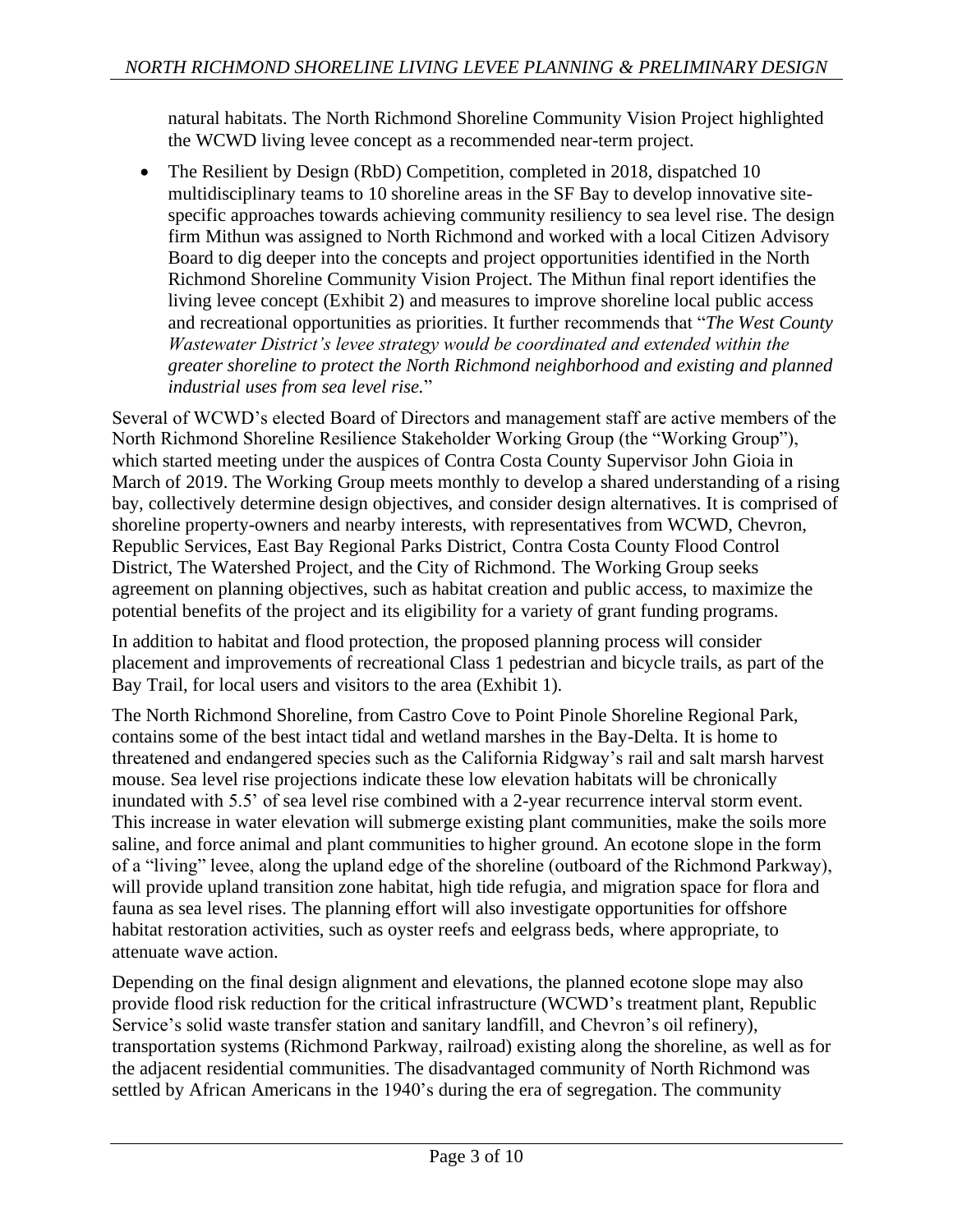natural habitats. The North Richmond Shoreline Community Vision Project highlighted the WCWD living levee concept as a recommended near-term project.

- The Resilient by Design (RbD) Competition, completed in 2018, dispatched 10 multidisciplinary teams to 10 shoreline areas in the SF Bay to develop innovative site-specific approaches towards achieving community resiliency to sea level rise. The design firm Mithun was assigned to North Richmond and worked with a local Citizen Advisory Board to dig deeper into the concepts and project opportunities identified in the North Richmond Shoreline Community Vision Project. The Mithun final report identifies the living levee concept (Exhibit 2) and measures to improve shoreline local public access and recreational opportunities as priorities. It further recommends that "*The West County Wastewater District's levee strategy would be coordinated and extended within the greater shoreline to protect the North Richmond neighborhood and existing and planned industrial uses from sea level rise.*"

Several of WCWD's elected Board of Directors and management staff are active members of the North Richmond Shoreline Resilience Stakeholder Working Group (the "Working Group"), which started meeting under the auspices of Contra Costa County Supervisor John Gioia in March of 2019. The Working Group meets monthly to develop a shared understanding of a rising bay, collectively determine design objectives, and consider design alternatives. It is comprised of shoreline property-owners and nearby interests, with representatives from WCWD, Chevron, Republic Services, East Bay Regional Parks District, Contra Costa County Flood Control District, The Watershed Project, and the City of Richmond. The Working Group seeks agreement on planning objectives, such as habitat creation and public access, to maximize the potential benefits of the project and its eligibility for a variety of grant funding programs.

In addition to habitat and flood protection, the proposed planning process will consider placement and improvements of recreational Class 1 pedestrian and bicycle trails, as part of the Bay Trail, for local users and visitors to the area (Exhibit 1).

The North Richmond Shoreline, from Castro Cove to Point Pinole Shoreline Regional Park, contains some of the best intact tidal and wetland marshes in the Bay-Delta. It is home to threatened and endangered species such as the California Ridgway's rail and salt marsh harvest mouse. Sea level rise projections indicate these low elevation habitats will be chronically inundated with 5.5' of sea level rise combined with a 2-year recurrence interval storm event. This increase in water elevation will submerge existing plant communities, make the soils more saline, and force animal and plant communities to higher ground. An ecotone slope in the form of a "living" levee, along the upland edge of the shoreline (outboard of the Richmond Parkway), will provide upland transition zone habitat, high tide refugia, and migration space for flora and fauna as sea level rises. The planning effort will also investigate opportunities for offshore habitat restoration activities, such as oyster reefs and eelgrass beds, where appropriate, to attenuate wave action.

Depending on the final design alignment and elevations, the planned ecotone slope may also provide flood risk reduction for the critical infrastructure (WCWD's treatment plant, Republic Service's solid waste transfer station and sanitary landfill, and Chevron's oil refinery), transportation systems (Richmond Parkway, railroad) existing along the shoreline, as well as for the adjacent residential communities. The disadvantaged community of North Richmond was settled by African Americans in the 1940's during the era of segregation. The community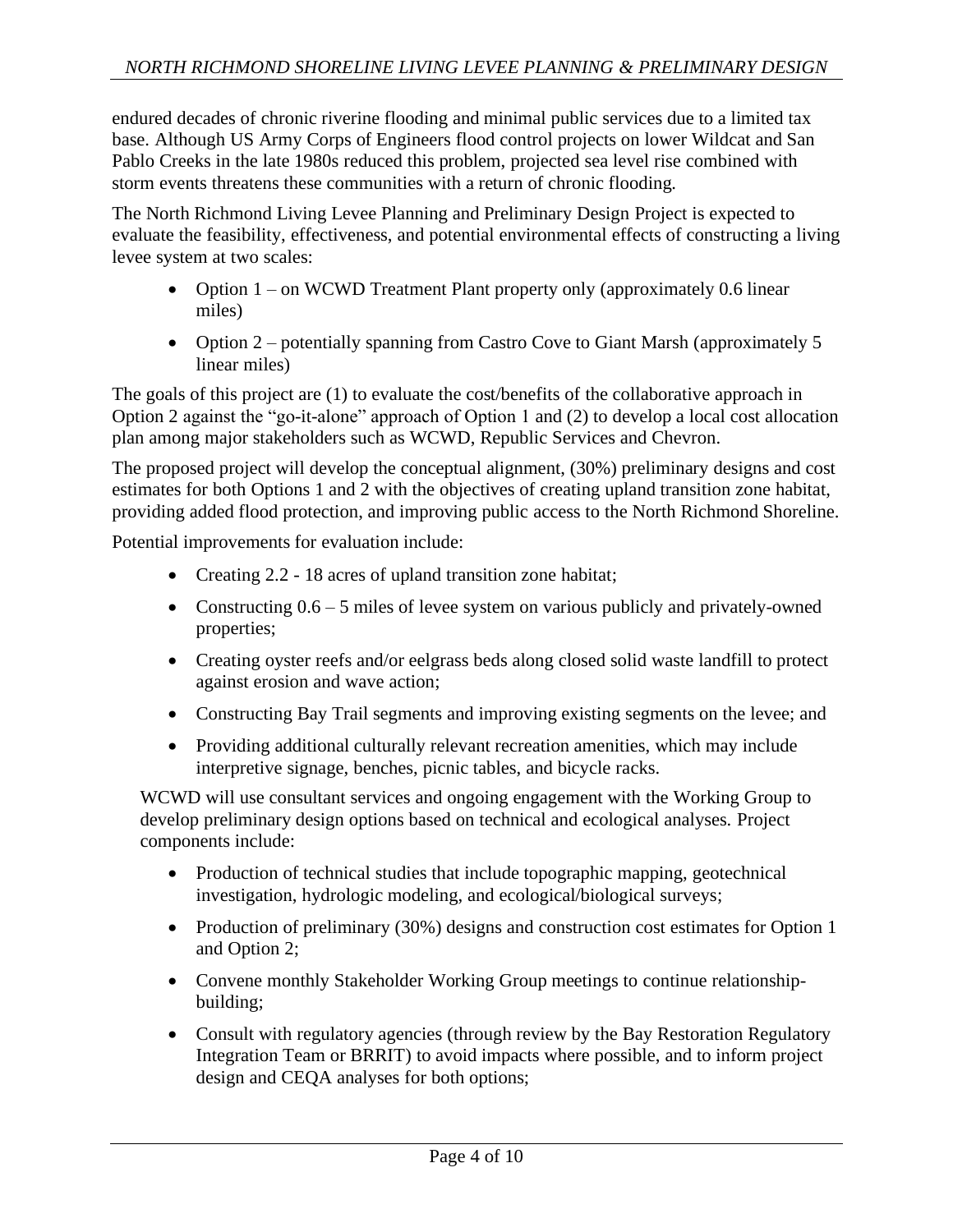endured decades of chronic riverine flooding and minimal public services due to a limited tax base. Although US Army Corps of Engineers flood control projects on lower Wildcat and San Pablo Creeks in the late 1980s reduced this problem, projected sea level rise combined with storm events threatens these communities with a return of chronic flooding.

The North Richmond Living Levee Planning and Preliminary Design Project is expected to evaluate the feasibility, effectiveness, and potential environmental effects of constructing a living levee system at two scales:

- Option 1 – on WCWD Treatment Plant property only (approximately 0.6 linear miles)
- Option 2 – potentially spanning from Castro Cove to Giant Marsh (approximately 5 linear miles)

The goals of this project are (1) to evaluate the cost/benefits of the collaborative approach in Option 2 against the "go-it-alone" approach of Option 1 and (2) to develop a local cost allocation plan among major stakeholders such as WCWD, Republic Services and Chevron.

The proposed project will develop the conceptual alignment, (30%) preliminary designs and cost estimates for both Options 1 and 2 with the objectives of creating upland transition zone habitat, providing added flood protection, and improving public access to the North Richmond Shoreline.

Potential improvements for evaluation include:

- Creating 2.2 - 18 acres of upland transition zone habitat;
- Constructing 0.6 – 5 miles of levee system on various publicly and privately-owned properties;
- Creating oyster reefs and/or eelgrass beds along closed solid waste landfill to protect against erosion and wave action;
- Constructing Bay Trail segments and improving existing segments on the levee; and
- Providing additional culturally relevant recreation amenities, which may include interpretive signage, benches, picnic tables, and bicycle racks.

WCWD will use consultant services and ongoing engagement with the Working Group to develop preliminary design options based on technical and ecological analyses. Project components include:

- Production of technical studies that include topographic mapping, geotechnical investigation, hydrologic modeling, and ecological/biological surveys;
- Production of preliminary (30%) designs and construction cost estimates for Option 1 and Option 2;
- Convene monthly Stakeholder Working Group meetings to continue relationship-building;
- Consult with regulatory agencies (through review by the Bay Restoration Regulatory Integration Team or BRRIT) to avoid impacts where possible, and to inform project design and CEQA analyses for both options;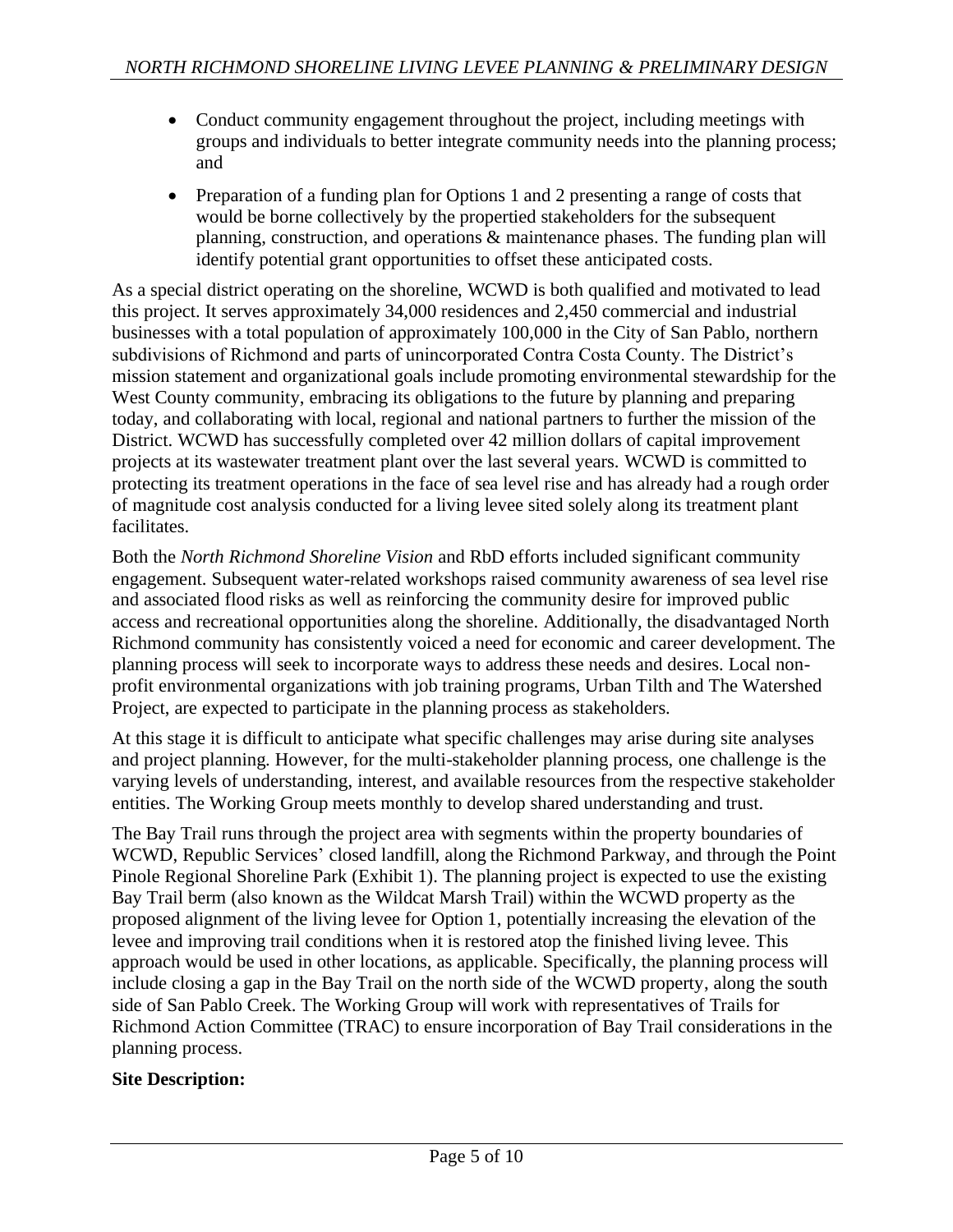- Conduct community engagement throughout the project, including meetings with groups and individuals to better integrate community needs into the planning process; and
- Preparation of a funding plan for Options 1 and 2 presenting a range of costs that would be borne collectively by the propertied stakeholders for the subsequent planning, construction, and operations & maintenance phases. The funding plan will identify potential grant opportunities to offset these anticipated costs.

As a special district operating on the shoreline, WCWD is both qualified and motivated to lead this project. It serves approximately 34,000 residences and 2,450 commercial and industrial businesses with a total population of approximately 100,000 in the City of San Pablo, northern subdivisions of Richmond and parts of unincorporated Contra Costa County. The District's mission statement and organizational goals include promoting environmental stewardship for the West County community, embracing its obligations to the future by planning and preparing today, and collaborating with local, regional and national partners to further the mission of the District. WCWD has successfully completed over 42 million dollars of capital improvement projects at its wastewater treatment plant over the last several years. WCWD is committed to protecting its treatment operations in the face of sea level rise and has already had a rough order of magnitude cost analysis conducted for a living levee sited solely along its treatment plant facilitates.

Both the *North Richmond Shoreline Vision* and RbD efforts included significant community engagement. Subsequent water-related workshops raised community awareness of sea level rise and associated flood risks as well as reinforcing the community desire for improved public access and recreational opportunities along the shoreline. Additionally, the disadvantaged North Richmond community has consistently voiced a need for economic and career development. The planning process will seek to incorporate ways to address these needs and desires. Local non-profit environmental organizations with job training programs, Urban Tilth and The Watershed Project, are expected to participate in the planning process as stakeholders.

At this stage it is difficult to anticipate what specific challenges may arise during site analyses and project planning. However, for the multi-stakeholder planning process, one challenge is the varying levels of understanding, interest, and available resources from the respective stakeholder entities. The Working Group meets monthly to develop shared understanding and trust.

The Bay Trail runs through the project area with segments within the property boundaries of WCWD, Republic Services' closed landfill, along the Richmond Parkway, and through the Point Pinole Regional Shoreline Park (Exhibit 1). The planning project is expected to use the existing Bay Trail berm (also known as the Wildcat Marsh Trail) within the WCWD property as the proposed alignment of the living levee for Option 1, potentially increasing the elevation of the levee and improving trail conditions when it is restored atop the finished living levee. This approach would be used in other locations, as applicable. Specifically, the planning process will include closing a gap in the Bay Trail on the north side of the WCWD property, along the south side of San Pablo Creek. The Working Group will work with representatives of Trails for Richmond Action Committee (TRAC) to ensure incorporation of Bay Trail considerations in the planning process.

**Site Description:**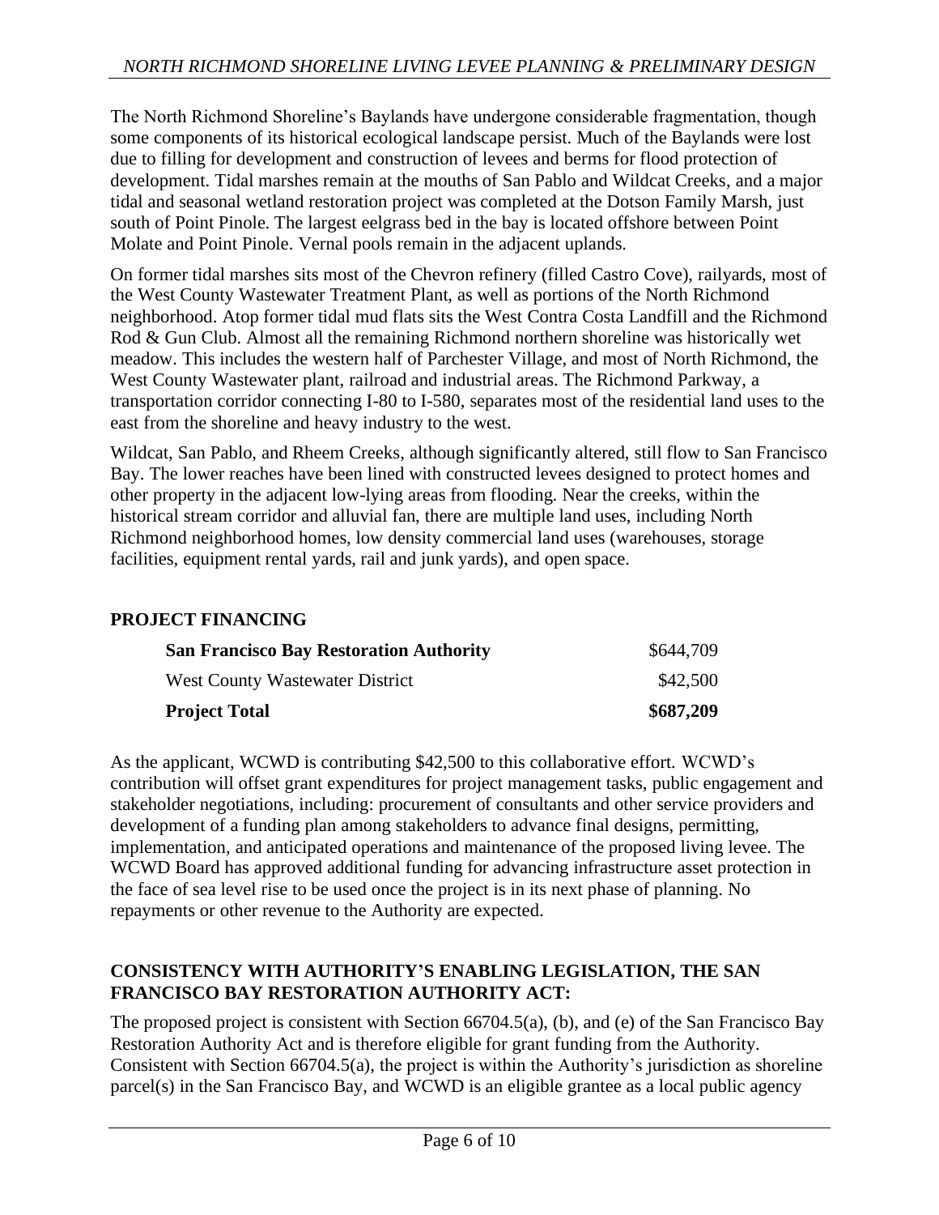The North Richmond Shoreline's Baylands have undergone considerable fragmentation, though some components of its historical ecological landscape persist. Much of the Baylands were lost due to filling for development and construction of levees and berms for flood protection of development. Tidal marshes remain at the mouths of San Pablo and Wildcat Creeks, and a major tidal and seasonal wetland restoration project was completed at the Dotson Family Marsh, just south of Point Pinole. The largest eelgrass bed in the bay is located offshore between Point Molate and Point Pinole. Vernal pools remain in the adjacent uplands.

On former tidal marshes sits most of the Chevron refinery (filled Castro Cove), railyards, most of the West County Wastewater Treatment Plant, as well as portions of the North Richmond neighborhood. Atop former tidal mud flats sits the West Contra Costa Landfill and the Richmond Rod & Gun Club. Almost all the remaining Richmond northern shoreline was historically wet meadow. This includes the western half of Parchester Village, and most of North Richmond, the West County Wastewater plant, railroad and industrial areas. The Richmond Parkway, a transportation corridor connecting I-80 to I-580, separates most of the residential land uses to the east from the shoreline and heavy industry to the west.

Wildcat, San Pablo, and Rheem Creeks, although significantly altered, still flow to San Francisco Bay. The lower reaches have been lined with constructed levees designed to protect homes and other property in the adjacent low-lying areas from flooding. Near the creeks, within the historical stream corridor and alluvial fan, there are multiple land uses, including North Richmond neighborhood homes, low density commercial land uses (warehouses, storage facilities, equipment rental yards, rail and junk yards), and open space.

## PROJECT FINANCING

| | |
|---|---|
| **San Francisco Bay Restoration Authority** | $644,709 |
| West County Wastewater District | $42,500 |
| **Project Total** | **$687,209** |

As the applicant, WCWD is contributing $42,500 to this collaborative effort. WCWD's contribution will offset grant expenditures for project management tasks, public engagement and stakeholder negotiations, including: procurement of consultants and other service providers and development of a funding plan among stakeholders to advance final designs, permitting, implementation, and anticipated operations and maintenance of the proposed living levee. The WCWD Board has approved additional funding for advancing infrastructure asset protection in the face of sea level rise to be used once the project is in its next phase of planning. No repayments or other revenue to the Authority are expected.

## CONSISTENCY WITH AUTHORITY'S ENABLING LEGISLATION, THE SAN FRANCISCO BAY RESTORATION AUTHORITY ACT:

The proposed project is consistent with Section 66704.5(a), (b), and (e) of the San Francisco Bay Restoration Authority Act and is therefore eligible for grant funding from the Authority. Consistent with Section 66704.5(a), the project is within the Authority's jurisdiction as shoreline parcel(s) in the San Francisco Bay, and WCWD is an eligible grantee as a local public agency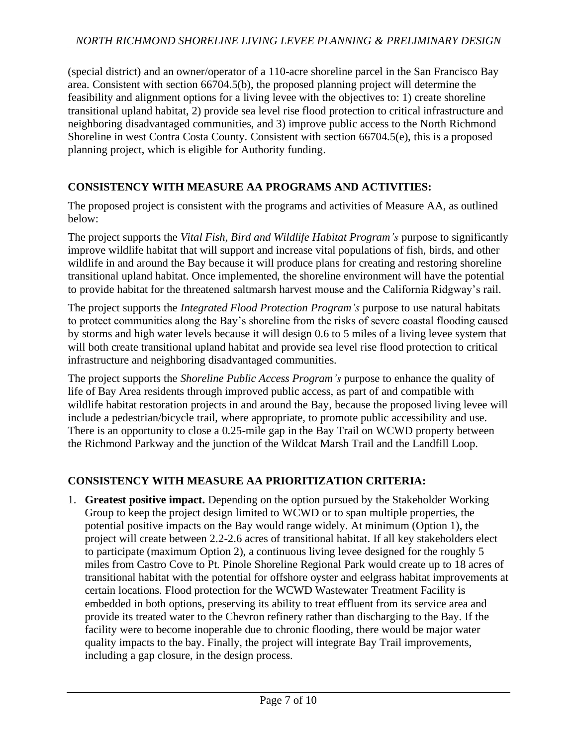(special district) and an owner/operator of a 110-acre shoreline parcel in the San Francisco Bay area. Consistent with section 66704.5(b), the proposed planning project will determine the feasibility and alignment options for a living levee with the objectives to: 1) create shoreline transitional upland habitat, 2) provide sea level rise flood protection to critical infrastructure and neighboring disadvantaged communities, and 3) improve public access to the North Richmond Shoreline in west Contra Costa County. Consistent with section 66704.5(e), this is a proposed planning project, which is eligible for Authority funding.

## CONSISTENCY WITH MEASURE AA PROGRAMS AND ACTIVITIES:

The proposed project is consistent with the programs and activities of Measure AA, as outlined below:

The project supports the *Vital Fish, Bird and Wildlife Habitat Program's* purpose to significantly improve wildlife habitat that will support and increase vital populations of fish, birds, and other wildlife in and around the Bay because it will produce plans for creating and restoring shoreline transitional upland habitat. Once implemented, the shoreline environment will have the potential to provide habitat for the threatened saltmarsh harvest mouse and the California Ridgway's rail.

The project supports the *Integrated Flood Protection Program's* purpose to use natural habitats to protect communities along the Bay's shoreline from the risks of severe coastal flooding caused by storms and high water levels because it will design 0.6 to 5 miles of a living levee system that will both create transitional upland habitat and provide sea level rise flood protection to critical infrastructure and neighboring disadvantaged communities.

The project supports the *Shoreline Public Access Program's* purpose to enhance the quality of life of Bay Area residents through improved public access, as part of and compatible with wildlife habitat restoration projects in and around the Bay, because the proposed living levee will include a pedestrian/bicycle trail, where appropriate, to promote public accessibility and use. There is an opportunity to close a 0.25-mile gap in the Bay Trail on WCWD property between the Richmond Parkway and the junction of the Wildcat Marsh Trail and the Landfill Loop.

## CONSISTENCY WITH MEASURE AA PRIORITIZATION CRITERIA:

1. **Greatest positive impact.** Depending on the option pursued by the Stakeholder Working Group to keep the project design limited to WCWD or to span multiple properties, the potential positive impacts on the Bay would range widely. At minimum (Option 1), the project will create between 2.2-2.6 acres of transitional habitat. If all key stakeholders elect to participate (maximum Option 2), a continuous living levee designed for the roughly 5 miles from Castro Cove to Pt. Pinole Shoreline Regional Park would create up to 18 acres of transitional habitat with the potential for offshore oyster and eelgrass habitat improvements at certain locations. Flood protection for the WCWD Wastewater Treatment Facility is embedded in both options, preserving its ability to treat effluent from its service area and provide its treated water to the Chevron refinery rather than discharging to the Bay. If the facility were to become inoperable due to chronic flooding, there would be major water quality impacts to the bay. Finally, the project will integrate Bay Trail improvements, including a gap closure, in the design process.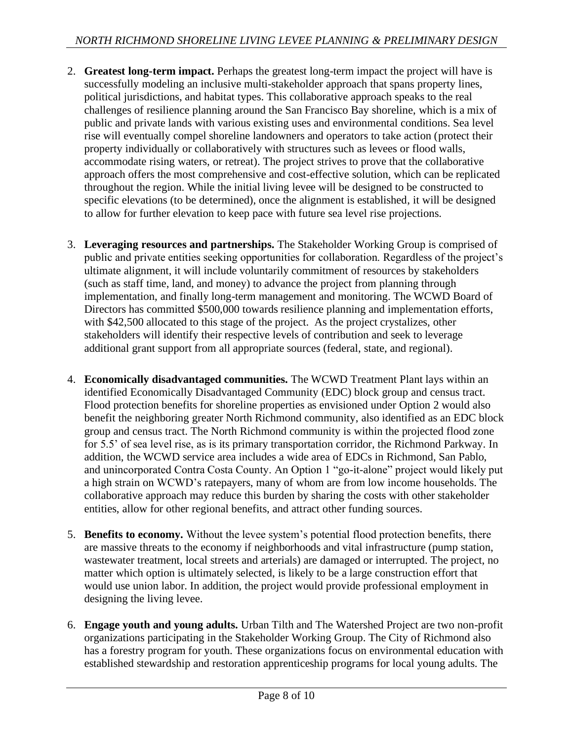2. **Greatest long-term impact.** Perhaps the greatest long-term impact the project will have is successfully modeling an inclusive multi-stakeholder approach that spans property lines, political jurisdictions, and habitat types. This collaborative approach speaks to the real challenges of resilience planning around the San Francisco Bay shoreline, which is a mix of public and private lands with various existing uses and environmental conditions. Sea level rise will eventually compel shoreline landowners and operators to take action (protect their property individually or collaboratively with structures such as levees or flood walls, accommodate rising waters, or retreat). The project strives to prove that the collaborative approach offers the most comprehensive and cost-effective solution, which can be replicated throughout the region. While the initial living levee will be designed to be constructed to specific elevations (to be determined), once the alignment is established, it will be designed to allow for further elevation to keep pace with future sea level rise projections.

3. **Leveraging resources and partnerships.** The Stakeholder Working Group is comprised of public and private entities seeking opportunities for collaboration. Regardless of the project's ultimate alignment, it will include voluntarily commitment of resources by stakeholders (such as staff time, land, and money) to advance the project from planning through implementation, and finally long-term management and monitoring. The WCWD Board of Directors has committed $500,000 towards resilience planning and implementation efforts, with $42,500 allocated to this stage of the project. As the project crystalizes, other stakeholders will identify their respective levels of contribution and seek to leverage additional grant support from all appropriate sources (federal, state, and regional).

4. **Economically disadvantaged communities.** The WCWD Treatment Plant lays within an identified Economically Disadvantaged Community (EDC) block group and census tract. Flood protection benefits for shoreline properties as envisioned under Option 2 would also benefit the neighboring greater North Richmond community, also identified as an EDC block group and census tract. The North Richmond community is within the projected flood zone for 5.5' of sea level rise, as is its primary transportation corridor, the Richmond Parkway. In addition, the WCWD service area includes a wide area of EDCs in Richmond, San Pablo, and unincorporated Contra Costa County. An Option 1 "go-it-alone" project would likely put a high strain on WCWD's ratepayers, many of whom are from low income households. The collaborative approach may reduce this burden by sharing the costs with other stakeholder entities, allow for other regional benefits, and attract other funding sources.

5. **Benefits to economy.** Without the levee system's potential flood protection benefits, there are massive threats to the economy if neighborhoods and vital infrastructure (pump station, wastewater treatment, local streets and arterials) are damaged or interrupted. The project, no matter which option is ultimately selected, is likely to be a large construction effort that would use union labor. In addition, the project would provide professional employment in designing the living levee.

6. **Engage youth and young adults.** Urban Tilth and The Watershed Project are two non-profit organizations participating in the Stakeholder Working Group. The City of Richmond also has a forestry program for youth. These organizations focus on environmental education with established stewardship and restoration apprenticeship programs for local young adults. The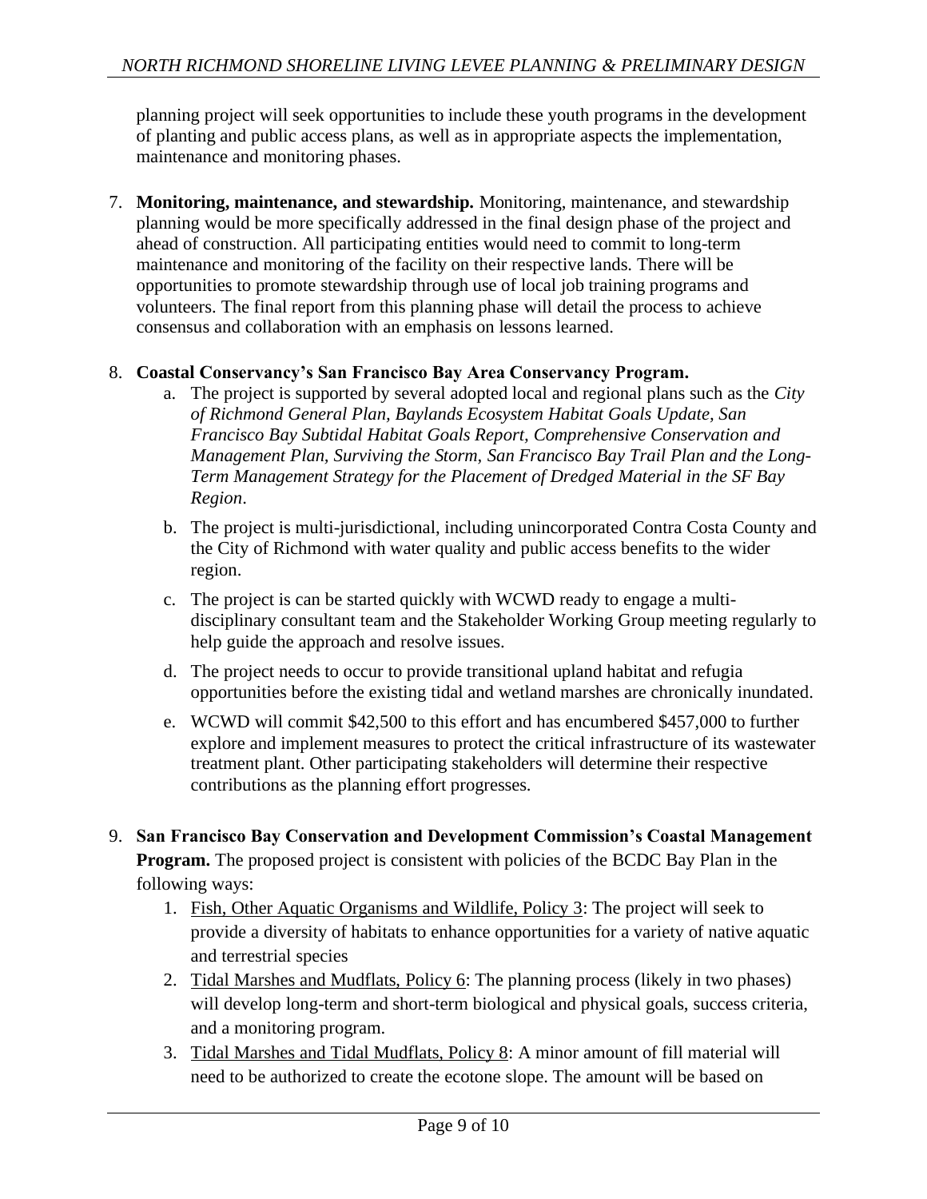planning project will seek opportunities to include these youth programs in the development of planting and public access plans, as well as in appropriate aspects the implementation, maintenance and monitoring phases.

7. **Monitoring, maintenance, and stewardship.** Monitoring, maintenance, and stewardship planning would be more specifically addressed in the final design phase of the project and ahead of construction. All participating entities would need to commit to long-term maintenance and monitoring of the facility on their respective lands. There will be opportunities to promote stewardship through use of local job training programs and volunteers. The final report from this planning phase will detail the process to achieve consensus and collaboration with an emphasis on lessons learned.

8. **Coastal Conservancy's San Francisco Bay Area Conservancy Program.**
    a. The project is supported by several adopted local and regional plans such as the *City of Richmond General Plan, Baylands Ecosystem Habitat Goals Update, San Francisco Bay Subtidal Habitat Goals Report, Comprehensive Conservation and Management Plan, Surviving the Storm, San Francisco Bay Trail Plan and the Long-Term Management Strategy for the Placement of Dredged Material in the SF Bay Region*.

    b. The project is multi-jurisdictional, including unincorporated Contra Costa County and the City of Richmond with water quality and public access benefits to the wider region.

    c. The project is can be started quickly with WCWD ready to engage a multi-disciplinary consultant team and the Stakeholder Working Group meeting regularly to help guide the approach and resolve issues.

    d. The project needs to occur to provide transitional upland habitat and refugia opportunities before the existing tidal and wetland marshes are chronically inundated.

    e. WCWD will commit $42,500 to this effort and has encumbered $457,000 to further explore and implement measures to protect the critical infrastructure of its wastewater treatment plant. Other participating stakeholders will determine their respective contributions as the planning effort progresses.

9. **San Francisco Bay Conservation and Development Commission's Coastal Management Program.** The proposed project is consistent with policies of the BCDC Bay Plan in the following ways:
    1. Fish, Other Aquatic Organisms and Wildlife, Policy 3: The project will seek to provide a diversity of habitats to enhance opportunities for a variety of native aquatic and terrestrial species
    2. Tidal Marshes and Mudflats, Policy 6: The planning process (likely in two phases) will develop long-term and short-term biological and physical goals, success criteria, and a monitoring program.
    3. Tidal Marshes and Tidal Mudflats, Policy 8: A minor amount of fill material will need to be authorized to create the ecotone slope. The amount will be based on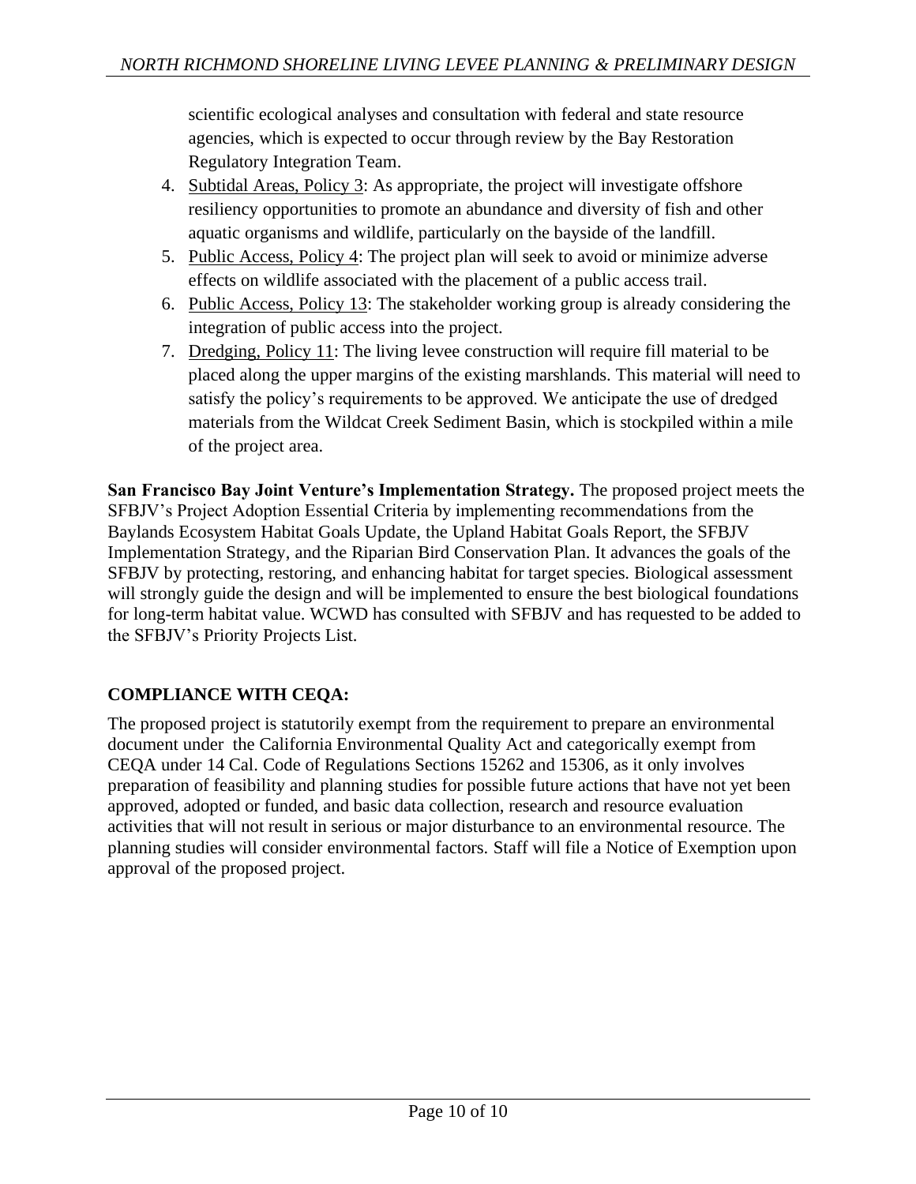scientific ecological analyses and consultation with federal and state resource agencies, which is expected to occur through review by the Bay Restoration Regulatory Integration Team.

4. Subtidal Areas, Policy 3: As appropriate, the project will investigate offshore resiliency opportunities to promote an abundance and diversity of fish and other aquatic organisms and wildlife, particularly on the bayside of the landfill.
5. Public Access, Policy 4: The project plan will seek to avoid or minimize adverse effects on wildlife associated with the placement of a public access trail.
6. Public Access, Policy 13: The stakeholder working group is already considering the integration of public access into the project.
7. Dredging, Policy 11: The living levee construction will require fill material to be placed along the upper margins of the existing marshlands. This material will need to satisfy the policy's requirements to be approved. We anticipate the use of dredged materials from the Wildcat Creek Sediment Basin, which is stockpiled within a mile of the project area.

**San Francisco Bay Joint Venture's Implementation Strategy.** The proposed project meets the SFBJV's Project Adoption Essential Criteria by implementing recommendations from the Baylands Ecosystem Habitat Goals Update, the Upland Habitat Goals Report, the SFBJV Implementation Strategy, and the Riparian Bird Conservation Plan. It advances the goals of the SFBJV by protecting, restoring, and enhancing habitat for target species. Biological assessment will strongly guide the design and will be implemented to ensure the best biological foundations for long-term habitat value. WCWD has consulted with SFBJV and has requested to be added to the SFBJV's Priority Projects List.

## COMPLIANCE WITH CEQA:

The proposed project is statutorily exempt from the requirement to prepare an environmental document under the California Environmental Quality Act and categorically exempt from CEQA under 14 Cal. Code of Regulations Sections 15262 and 15306, as it only involves preparation of feasibility and planning studies for possible future actions that have not yet been approved, adopted or funded, and basic data collection, research and resource evaluation activities that will not result in serious or major disturbance to an environmental resource. The planning studies will consider environmental factors. Staff will file a Notice of Exemption upon approval of the proposed project.